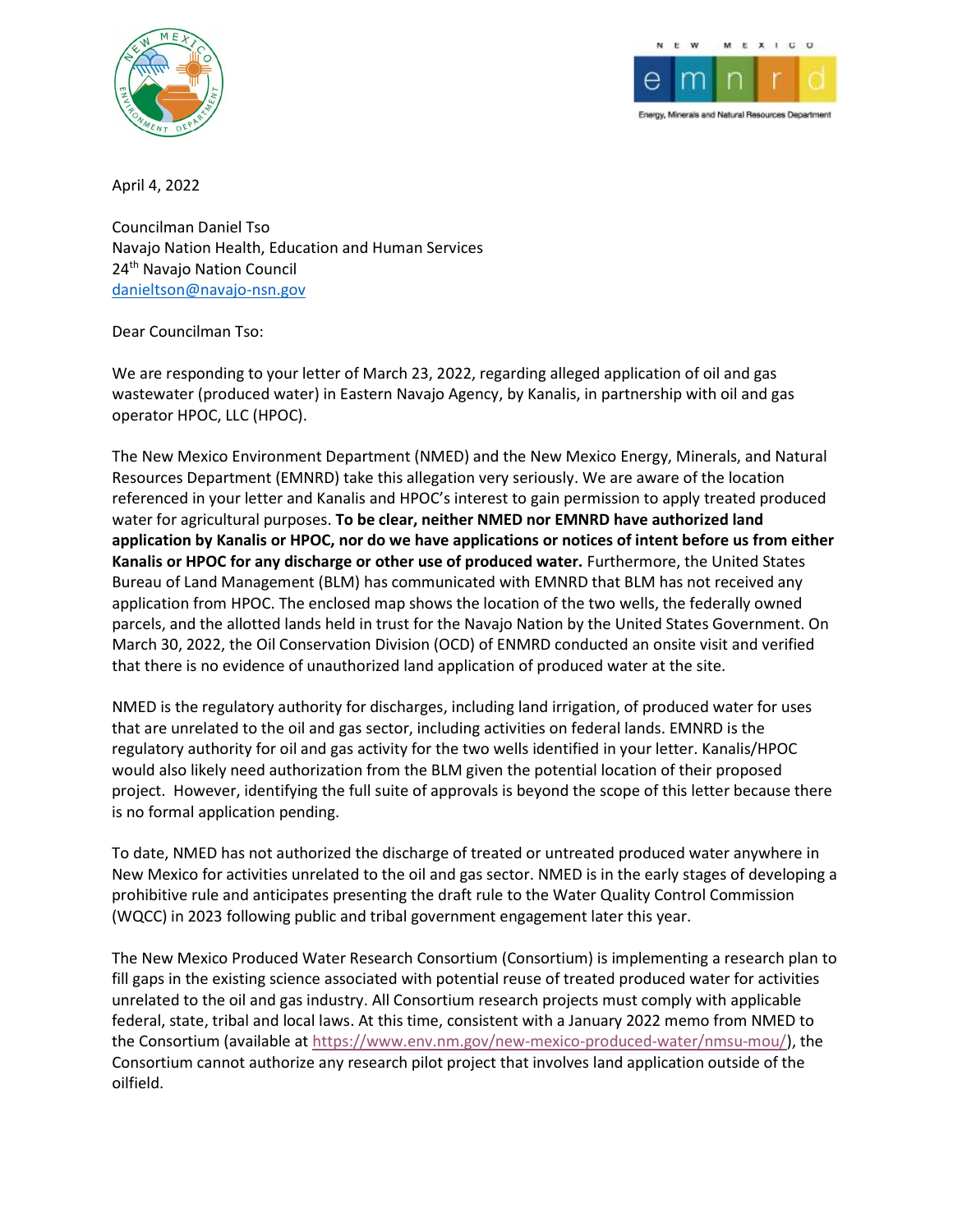April 4, 2022

Councilman Daniel Tso
Navajo Nation Health, Education and Human Services
24th Navajo Nation Council
danieltson@navajo-nsn.gov

Dear Councilman Tso:

We are responding to your letter of March 23, 2022, regarding alleged application of oil and gas wastewater (produced water) in Eastern Navajo Agency, by Kanalis, in partnership with oil and gas operator HPOC, LLC (HPOC).

The New Mexico Environment Department (NMED) and the New Mexico Energy, Minerals, and Natural Resources Department (EMNRD) take this allegation very seriously. We are aware of the location referenced in your letter and Kanalis and HPOC's interest to gain permission to apply treated produced water for agricultural purposes. **To be clear, neither NMED nor EMNRD have authorized land application by Kanalis or HPOC, nor do we have applications or notices of intent before us from either Kanalis or HPOC for any discharge or other use of produced water.** Furthermore, the United States Bureau of Land Management (BLM) has communicated with EMNRD that BLM has not received any application from HPOC. The enclosed map shows the location of the two wells, the federally owned parcels, and the allotted lands held in trust for the Navajo Nation by the United States Government. On March 30, 2022, the Oil Conservation Division (OCD) of ENMRD conducted an onsite visit and verified that there is no evidence of unauthorized land application of produced water at the site.

NMED is the regulatory authority for discharges, including land irrigation, of produced water for uses that are unrelated to the oil and gas sector, including activities on federal lands. EMNRD is the regulatory authority for oil and gas activity for the two wells identified in your letter. Kanalis/HPOC would also likely need authorization from the BLM given the potential location of their proposed project. However, identifying the full suite of approvals is beyond the scope of this letter because there is no formal application pending.

To date, NMED has not authorized the discharge of treated or untreated produced water anywhere in New Mexico for activities unrelated to the oil and gas sector. NMED is in the early stages of developing a prohibitive rule and anticipates presenting the draft rule to the Water Quality Control Commission (WQCC) in 2023 following public and tribal government engagement later this year.

The New Mexico Produced Water Research Consortium (Consortium) is implementing a research plan to fill gaps in the existing science associated with potential reuse of treated produced water for activities unrelated to the oil and gas industry. All Consortium research projects must comply with applicable federal, state, tribal and local laws. At this time, consistent with a January 2022 memo from NMED to the Consortium (available at https://www.env.nm.gov/new-mexico-produced-water/nmsu-mou/), the Consortium cannot authorize any research pilot project that involves land application outside of the oilfield.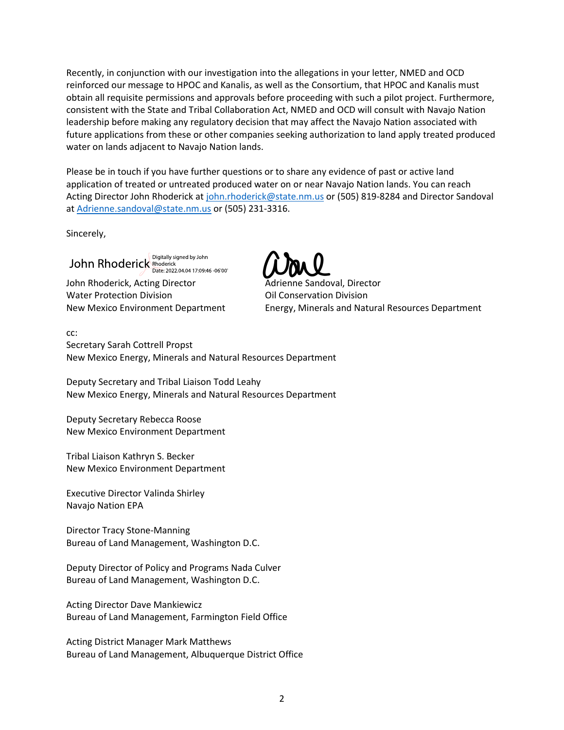Recently, in conjunction with our investigation into the allegations in your letter, NMED and OCD reinforced our message to HPOC and Kanalis, as well as the Consortium, that HPOC and Kanalis must obtain all requisite permissions and approvals before proceeding with such a pilot project. Furthermore, consistent with the State and Tribal Collaboration Act, NMED and OCD will consult with Navajo Nation leadership before making any regulatory decision that may affect the Navajo Nation associated with future applications from these or other companies seeking authorization to land apply treated produced water on lands adjacent to Navajo Nation lands.

Please be in touch if you have further questions or to share any evidence of past or active land application of treated or untreated produced water on or near Navajo Nation lands. You can reach Acting Director John Rhoderick at john.rhoderick@state.nm.us or (505) 819-8284 and Director Sandoval at Adrienne.sandoval@state.nm.us or (505) 231-3316.

Sincerely,

John Rhoderick Digitally signed by John Rhoderick Date: 2022.04.04 17:09:46 -06'00'

John Rhoderick, Acting Director
Water Protection Division
New Mexico Environment Department

Adrienne Sandoval, Director
Oil Conservation Division
Energy, Minerals and Natural Resources Department

cc:

Secretary Sarah Cottrell Propst
New Mexico Energy, Minerals and Natural Resources Department

Deputy Secretary and Tribal Liaison Todd Leahy
New Mexico Energy, Minerals and Natural Resources Department

Deputy Secretary Rebecca Roose
New Mexico Environment Department

Tribal Liaison Kathryn S. Becker
New Mexico Environment Department

Executive Director Valinda Shirley
Navajo Nation EPA

Director Tracy Stone-Manning
Bureau of Land Management, Washington D.C.

Deputy Director of Policy and Programs Nada Culver
Bureau of Land Management, Washington D.C.

Acting Director Dave Mankiewicz
Bureau of Land Management, Farmington Field Office

Acting District Manager Mark Matthews
Bureau of Land Management, Albuquerque District Office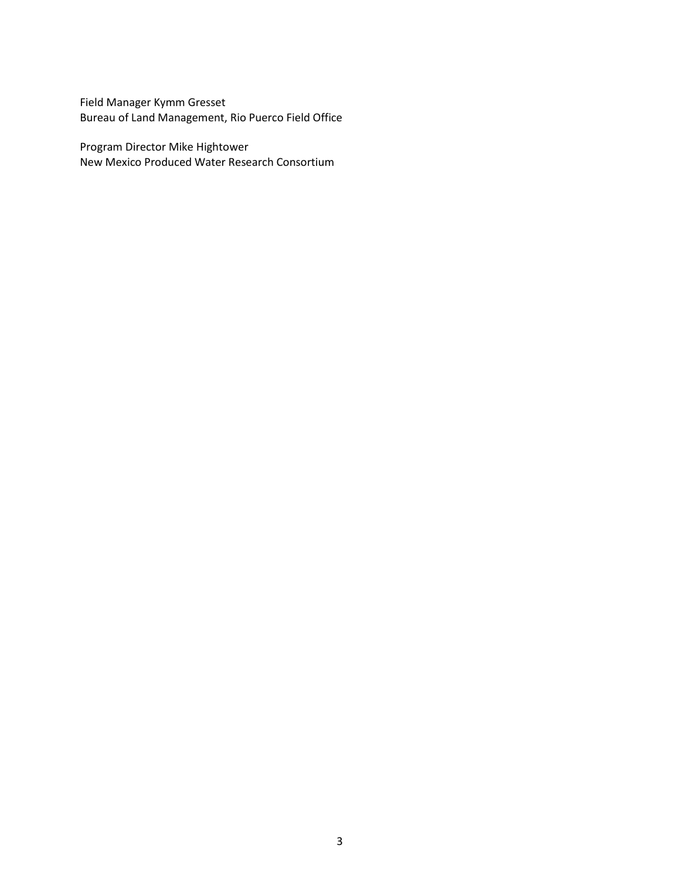Field Manager Kymm Gresset
Bureau of Land Management, Rio Puerco Field Office

Program Director Mike Hightower
New Mexico Produced Water Research Consortium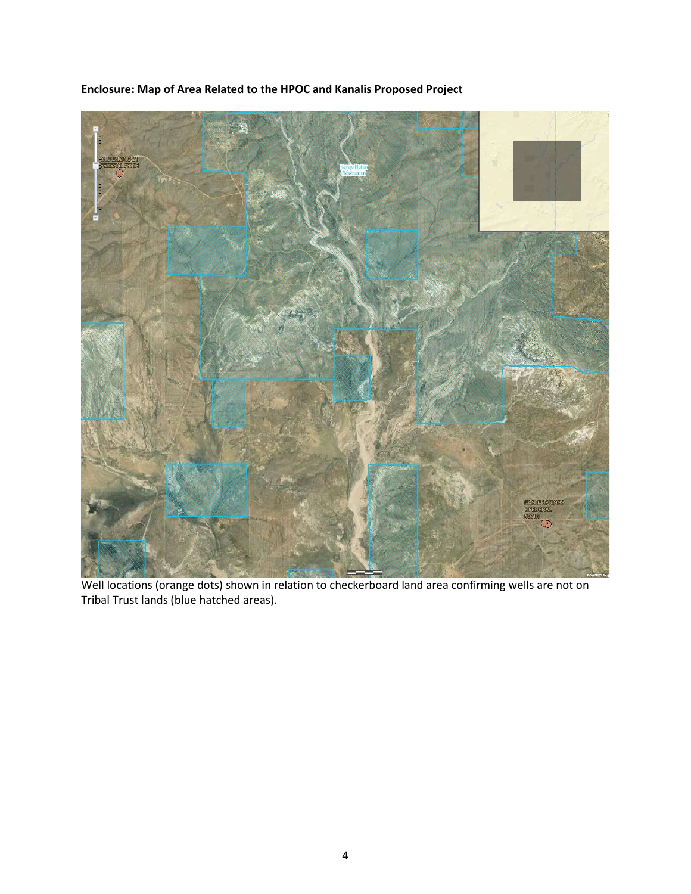**Enclosure: Map of Area Related to the HPOC and Kanalis Proposed Project**

Well locations (orange dots) shown in relation to checkerboard land area confirming wells are not on Tribal Trust lands (blue hatched areas).